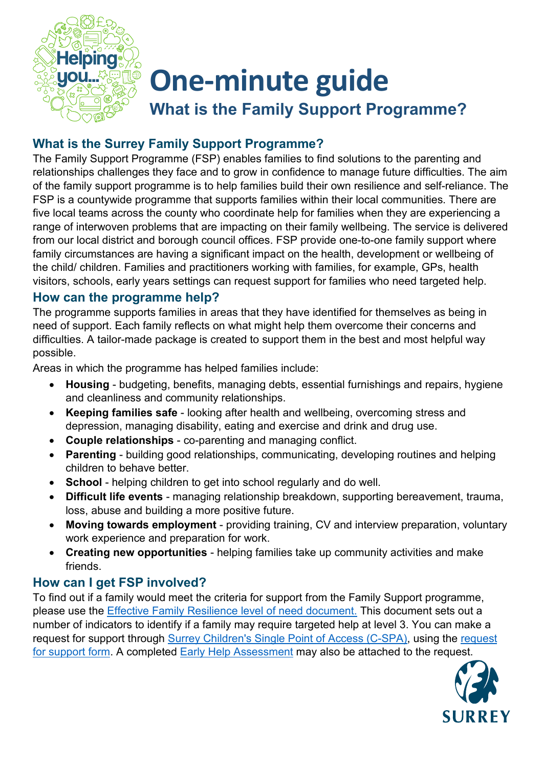# One-minute guide

## What is the Family Support Programme?

### What is the Surrey Family Support Programme?

The Family Support Programme (FSP) enables families to find solutions to the parenting and relationships challenges they face and to grow in confidence to manage future difficulties. The aim of the family support programme is to help families build their own resilience and self-reliance. The FSP is a countywide programme that supports families within their local communities. There are five local teams across the county who coordinate help for families when they are experiencing a range of interwoven problems that are impacting on their family wellbeing. The service is delivered from our local district and borough council offices. FSP provide one-to-one family support where family circumstances are having a significant impact on the health, development or wellbeing of the child/ children. Families and practitioners working with families, for example, GPs, health visitors, schools, early years settings can request support for families who need targeted help.

### How can the programme help?

The programme supports families in areas that they have identified for themselves as being in need of support. Each family reflects on what might help them overcome their concerns and difficulties. A tailor-made package is created to support them in the best and most helpful way possible.

Areas in which the programme has helped families include:

- **Housing** - budgeting, benefits, managing debts, essential furnishings and repairs, hygiene and cleanliness and community relationships.
- **Keeping families safe** - looking after health and wellbeing, overcoming stress and depression, managing disability, eating and exercise and drink and drug use.
- **Couple relationships** - co-parenting and managing conflict.
- **Parenting** - building good relationships, communicating, developing routines and helping children to behave better.
- **School** - helping children to get into school regularly and do well.
- **Difficult life events** - managing relationship breakdown, supporting bereavement, trauma, loss, abuse and building a more positive future.
- **Moving towards employment** - providing training, CV and interview preparation, voluntary work experience and preparation for work.
- **Creating new opportunities** - helping families take up community activities and make friends.

### How can I get FSP involved?

To find out if a family would meet the criteria for support from the Family Support programme, please use the Effective Family Resilience level of need document. This document sets out a number of indicators to identify if a family may require targeted help at level 3. You can make a request for support through Surrey Children's Single Point of Access (C-SPA), using the request for support form. A completed Early Help Assessment may also be attached to the request.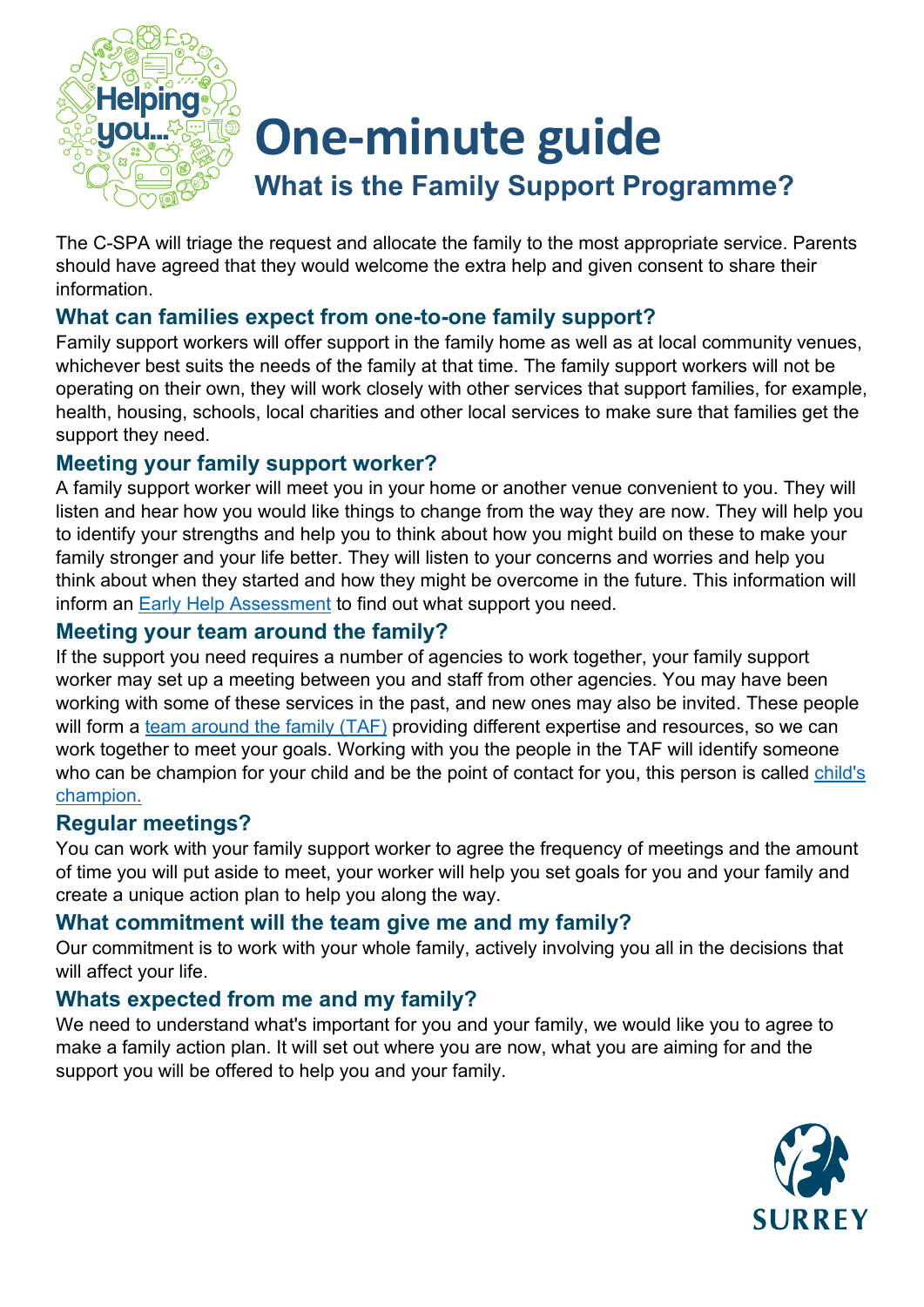# One-minute guide

## What is the Family Support Programme?

The C-SPA will triage the request and allocate the family to the most appropriate service. Parents should have agreed that they would welcome the extra help and given consent to share their information.

### What can families expect from one-to-one family support?

Family support workers will offer support in the family home as well as at local community venues, whichever best suits the needs of the family at that time. The family support workers will not be operating on their own, they will work closely with other services that support families, for example, health, housing, schools, local charities and other local services to make sure that families get the support they need.

### Meeting your family support worker?

A family support worker will meet you in your home or another venue convenient to you. They will listen and hear how you would like things to change from the way they are now. They will help you to identify your strengths and help you to think about how you might build on these to make your family stronger and your life better. They will listen to your concerns and worries and help you think about when they started and how they might be overcome in the future. This information will inform an Early Help Assessment to find out what support you need.

### Meeting your team around the family?

If the support you need requires a number of agencies to work together, your family support worker may set up a meeting between you and staff from other agencies. You may have been working with some of these services in the past, and new ones may also be invited. These people will form a team around the family (TAF) providing different expertise and resources, so we can work together to meet your goals. Working with you the people in the TAF will identify someone who can be champion for your child and be the point of contact for you, this person is called child's champion.

### Regular meetings?

You can work with your family support worker to agree the frequency of meetings and the amount of time you will put aside to meet, your worker will help you set goals for you and your family and create a unique action plan to help you along the way.

### What commitment will the team give me and my family?

Our commitment is to work with your whole family, actively involving you all in the decisions that will affect your life.

### Whats expected from me and my family?

We need to understand what's important for you and your family, we would like you to agree to make a family action plan. It will set out where you are now, what you are aiming for and the support you will be offered to help you and your family.